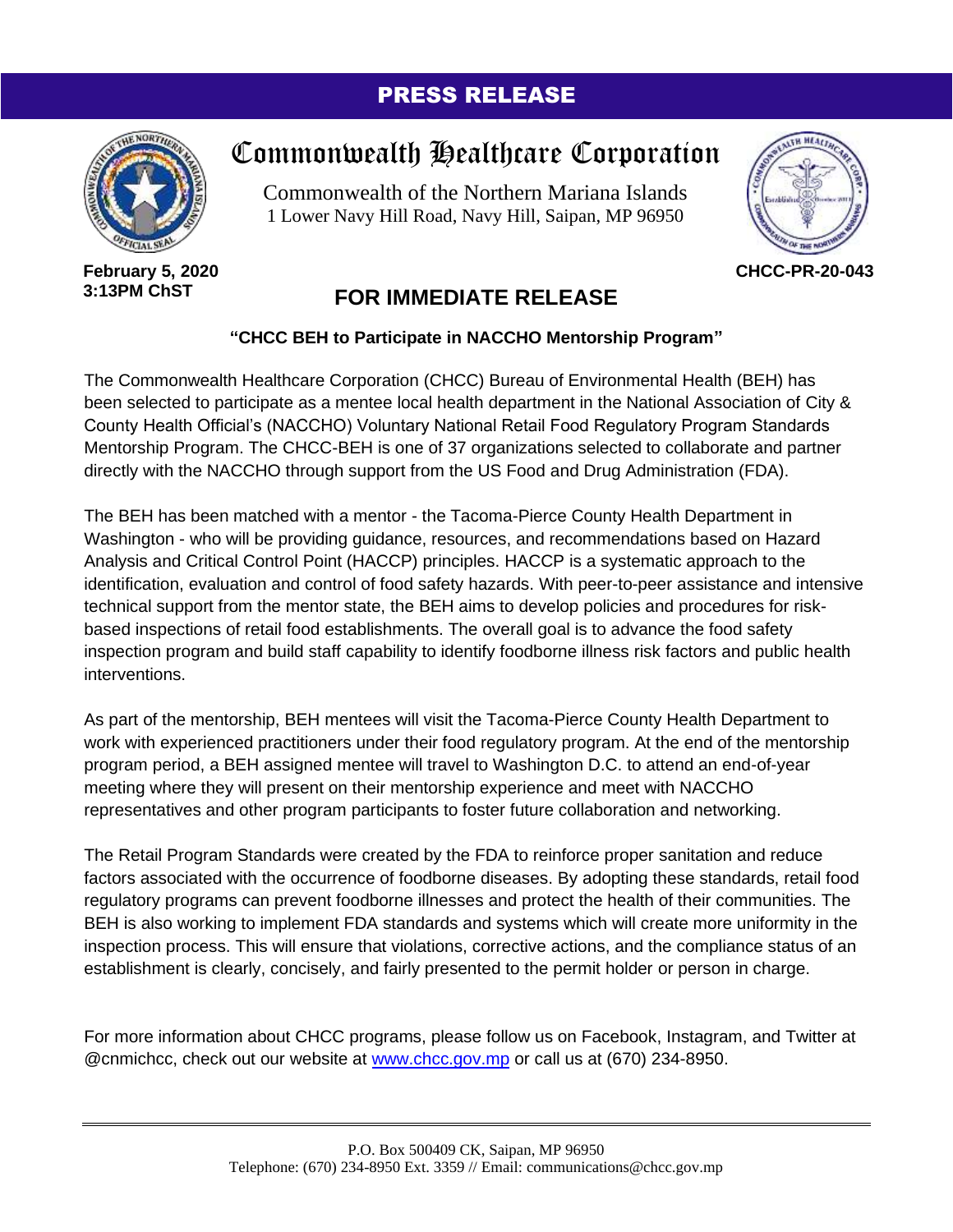# PRESS RELEASE

## Commonwealth Healthcare Corporation

Commonwealth of the Northern Mariana Islands
1 Lower Navy Hill Road, Navy Hill, Saipan, MP 96950

**February 5, 2020**
**3:13PM ChST**

**CHCC-PR-20-043**

## FOR IMMEDIATE RELEASE

**"CHCC BEH to Participate in NACCHO Mentorship Program"**

The Commonwealth Healthcare Corporation (CHCC) Bureau of Environmental Health (BEH) has been selected to participate as a mentee local health department in the National Association of City & County Health Official's (NACCHO) Voluntary National Retail Food Regulatory Program Standards Mentorship Program. The CHCC-BEH is one of 37 organizations selected to collaborate and partner directly with the NACCHO through support from the US Food and Drug Administration (FDA).

The BEH has been matched with a mentor - the Tacoma-Pierce County Health Department in Washington - who will be providing guidance, resources, and recommendations based on Hazard Analysis and Critical Control Point (HACCP) principles. HACCP is a systematic approach to the identification, evaluation and control of food safety hazards. With peer-to-peer assistance and intensive technical support from the mentor state, the BEH aims to develop policies and procedures for risk-based inspections of retail food establishments. The overall goal is to advance the food safety inspection program and build staff capability to identify foodborne illness risk factors and public health interventions.

As part of the mentorship, BEH mentees will visit the Tacoma-Pierce County Health Department to work with experienced practitioners under their food regulatory program. At the end of the mentorship program period, a BEH assigned mentee will travel to Washington D.C. to attend an end-of-year meeting where they will present on their mentorship experience and meet with NACCHO representatives and other program participants to foster future collaboration and networking.

The Retail Program Standards were created by the FDA to reinforce proper sanitation and reduce factors associated with the occurrence of foodborne diseases. By adopting these standards, retail food regulatory programs can prevent foodborne illnesses and protect the health of their communities. The BEH is also working to implement FDA standards and systems which will create more uniformity in the inspection process. This will ensure that violations, corrective actions, and the compliance status of an establishment is clearly, concisely, and fairly presented to the permit holder or person in charge.

For more information about CHCC programs, please follow us on Facebook, Instagram, and Twitter at @cnmichcc, check out our website at www.chcc.gov.mp or call us at (670) 234-8950.

P.O. Box 500409 CK, Saipan, MP 96950
Telephone: (670) 234-8950 Ext. 3359 // Email: communications@chcc.gov.mp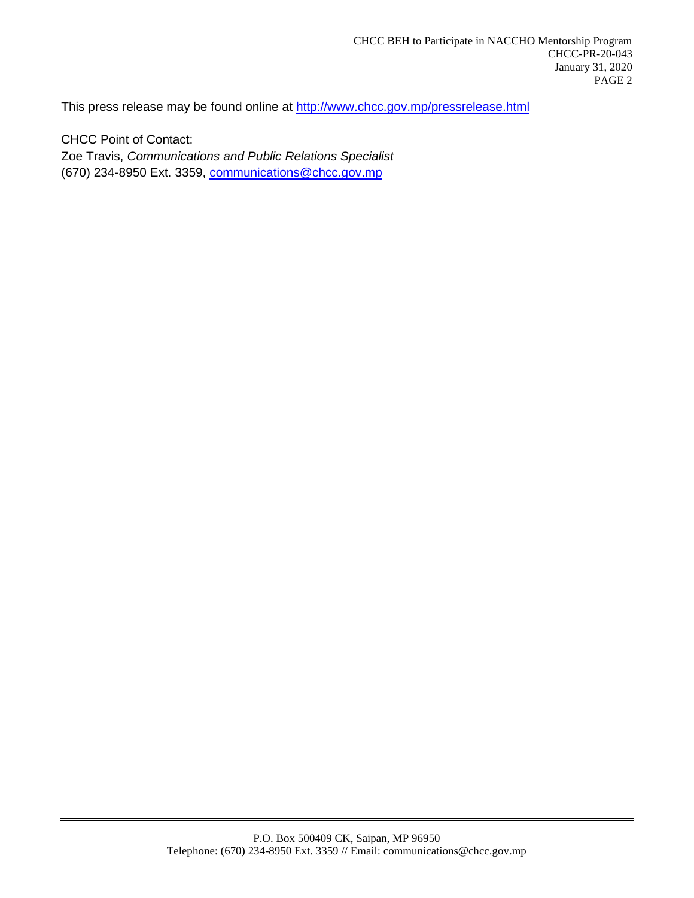This press release may be found online at http://www.chcc.gov.mp/pressrelease.html

CHCC Point of Contact:
Zoe Travis, *Communications and Public Relations Specialist*
(670) 234-8950 Ext. 3359, communications@chcc.gov.mp